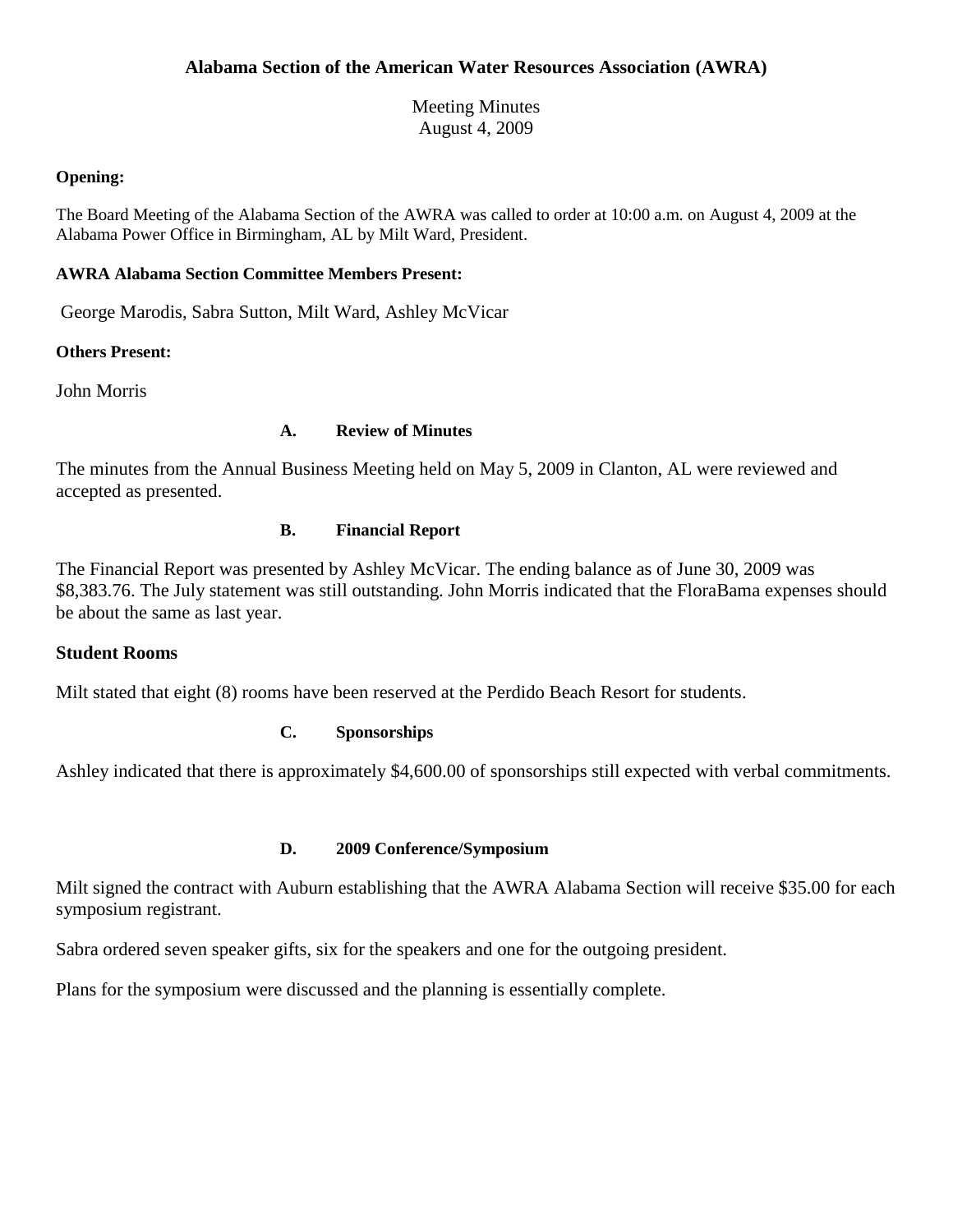# Alabama Section of the American Water Resources Association (AWRA)

Meeting Minutes
August 4, 2009

**Opening:**

The Board Meeting of the Alabama Section of the AWRA was called to order at 10:00 a.m. on August 4, 2009 at the Alabama Power Office in Birmingham, AL by Milt Ward, President.

**AWRA Alabama Section Committee Members Present:**

George Marodis, Sabra Sutton, Milt Ward, Ashley McVicar

**Others Present:**

John Morris

### A. Review of Minutes

The minutes from the Annual Business Meeting held on May 5, 2009 in Clanton, AL were reviewed and accepted as presented.

### B. Financial Report

The Financial Report was presented by Ashley McVicar. The ending balance as of June 30, 2009 was $8,383.76. The July statement was still outstanding. John Morris indicated that the FloraBama expenses should be about the same as last year.

### Student Rooms

Milt stated that eight (8) rooms have been reserved at the Perdido Beach Resort for students.

### C. Sponsorships

Ashley indicated that there is approximately $4,600.00 of sponsorships still expected with verbal commitments.

### D. 2009 Conference/Symposium

Milt signed the contract with Auburn establishing that the AWRA Alabama Section will receive $35.00 for each symposium registrant.

Sabra ordered seven speaker gifts, six for the speakers and one for the outgoing president.

Plans for the symposium were discussed and the planning is essentially complete.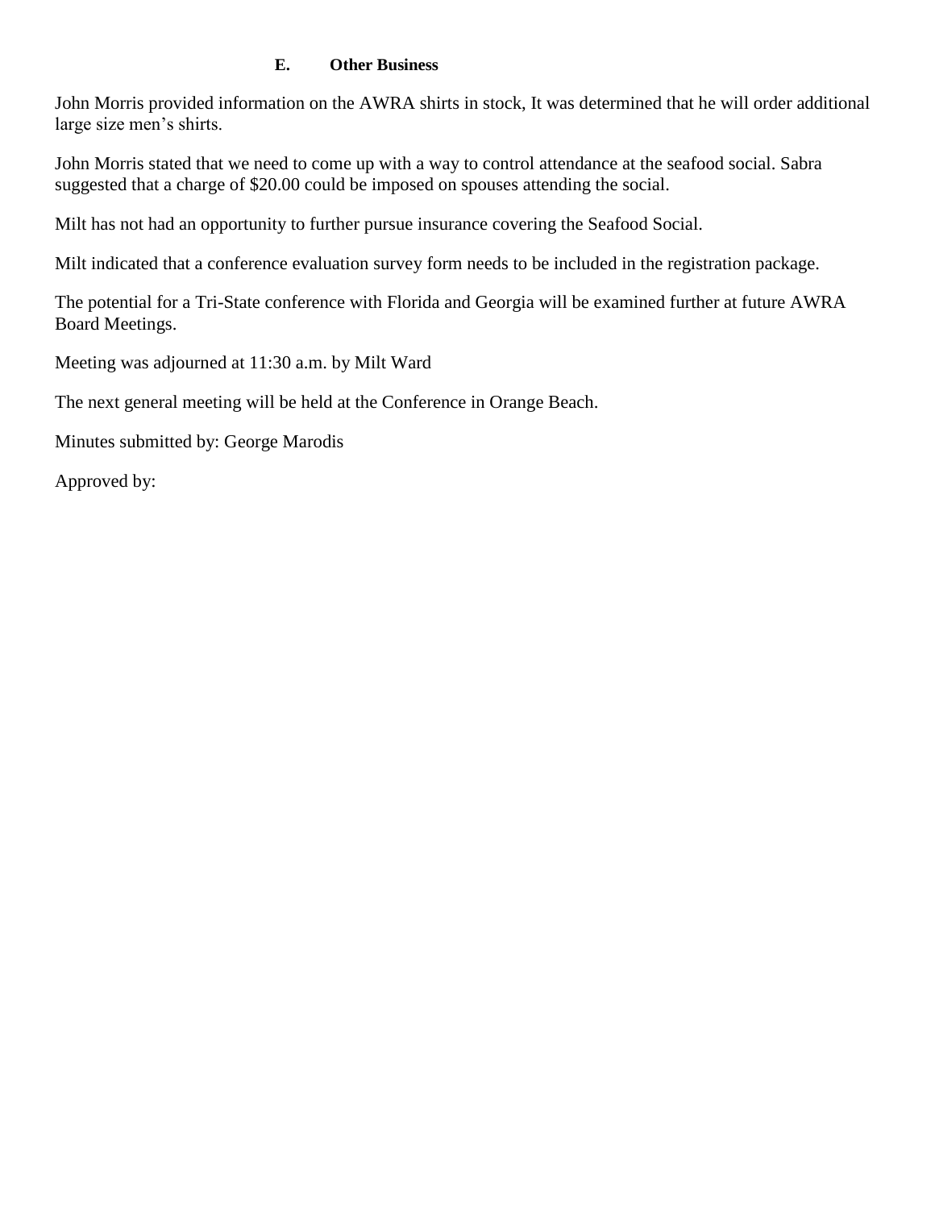### E. Other Business

John Morris provided information on the AWRA shirts in stock, It was determined that he will order additional large size men's shirts.

John Morris stated that we need to come up with a way to control attendance at the seafood social. Sabra suggested that a charge of $20.00 could be imposed on spouses attending the social.

Milt has not had an opportunity to further pursue insurance covering the Seafood Social.

Milt indicated that a conference evaluation survey form needs to be included in the registration package.

The potential for a Tri-State conference with Florida and Georgia will be examined further at future AWRA Board Meetings.

Meeting was adjourned at 11:30 a.m. by Milt Ward

The next general meeting will be held at the Conference in Orange Beach.

Minutes submitted by: George Marodis

Approved by: